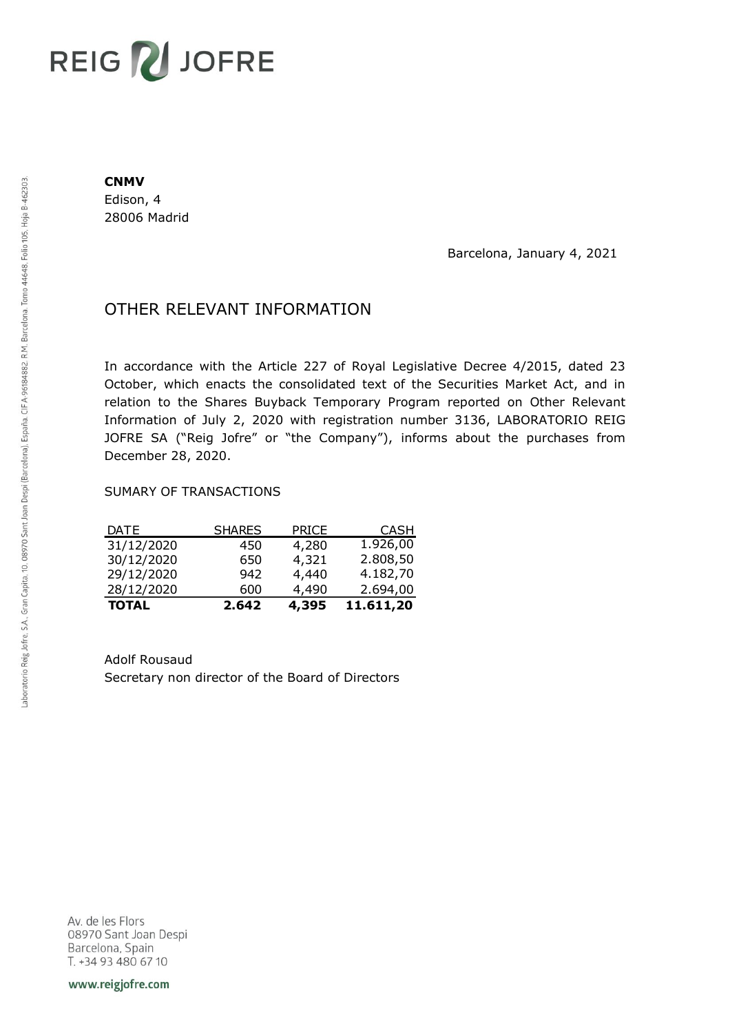REIG JOFRE

**CNMV**
Edison, 4
28006 Madrid

Barcelona, January 4, 2021

# OTHER RELEVANT INFORMATION

In accordance with the Article 227 of Royal Legislative Decree 4/2015, dated 23 October, which enacts the consolidated text of the Securities Market Act, and in relation to the Shares Buyback Temporary Program reported on Other Relevant Information of July 2, 2020 with registration number 3136, LABORATORIO REIG JOFRE SA ("Reig Jofre" or "the Company"), informs about the purchases from December 28, 2020.

SUMARY OF TRANSACTIONS

| DATE | SHARES | PRICE | CASH |
|---|---|---|---|
| 31/12/2020 | 450 | 4,280 | 1.926,00 |
| 30/12/2020 | 650 | 4,321 | 2.808,50 |
| 29/12/2020 | 942 | 4,440 | 4.182,70 |
| 28/12/2020 | 600 | 4,490 | 2.694,00 |
| **TOTAL** | **2.642** | **4,395** | **11.611,20** |

Adolf Rousaud
Secretary non director of the Board of Directors

Laboratorio Reig Jofre, S.A., Gran Capità, 10, 08970 Sant Joan Despí (Barcelona), España. CIF A-96184882. R.M. Barcelona, Tomo 44648, Folio 105, Hoja B-462303.

Av. de les Flors
08970 Sant Joan Despí
Barcelona, Spain
T. +34 93 480 67 10

www.reigjofre.com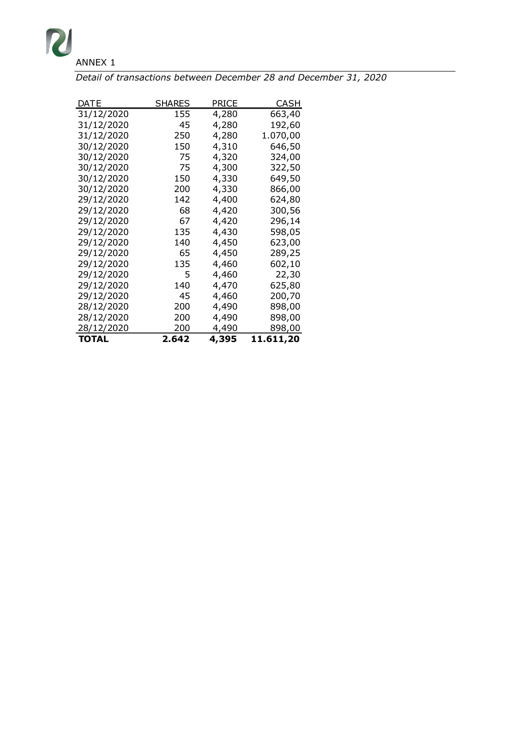ANNEX 1

*Detail of transactions between December 28 and December 31, 2020*

| DATE | SHARES | PRICE | CASH |
|---|---|---|---|
| 31/12/2020 | 155 | 4,280 | 663,40 |
| 31/12/2020 | 45 | 4,280 | 192,60 |
| 31/12/2020 | 250 | 4,280 | 1.070,00 |
| 30/12/2020 | 150 | 4,310 | 646,50 |
| 30/12/2020 | 75 | 4,320 | 324,00 |
| 30/12/2020 | 75 | 4,300 | 322,50 |
| 30/12/2020 | 150 | 4,330 | 649,50 |
| 30/12/2020 | 200 | 4,330 | 866,00 |
| 29/12/2020 | 142 | 4,400 | 624,80 |
| 29/12/2020 | 68 | 4,420 | 300,56 |
| 29/12/2020 | 67 | 4,420 | 296,14 |
| 29/12/2020 | 135 | 4,430 | 598,05 |
| 29/12/2020 | 140 | 4,450 | 623,00 |
| 29/12/2020 | 65 | 4,450 | 289,25 |
| 29/12/2020 | 135 | 4,460 | 602,10 |
| 29/12/2020 | 5 | 4,460 | 22,30 |
| 29/12/2020 | 140 | 4,470 | 625,80 |
| 29/12/2020 | 45 | 4,460 | 200,70 |
| 28/12/2020 | 200 | 4,490 | 898,00 |
| 28/12/2020 | 200 | 4,490 | 898,00 |
| 28/12/2020 | 200 | 4,490 | 898,00 |
| **TOTAL** | **2.642** | **4,395** | **11.611,20** |